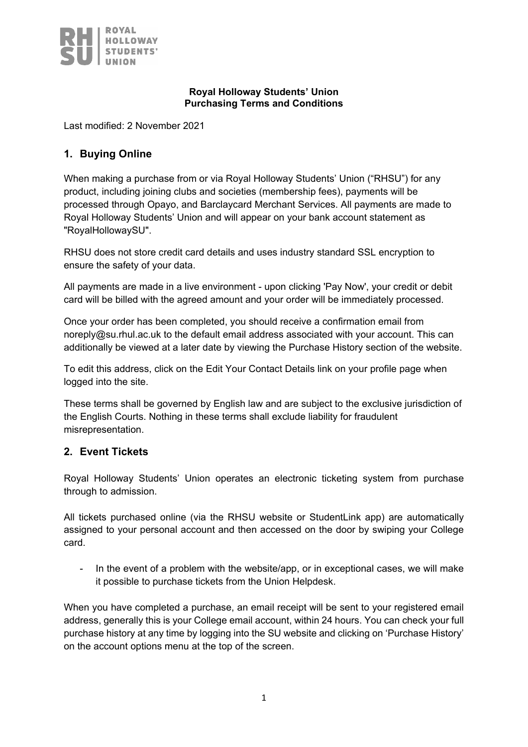**Royal Holloway Students' Union**
**Purchasing Terms and Conditions**

Last modified: 2 November 2021

## 1. Buying Online

When making a purchase from or via Royal Holloway Students' Union ("RHSU") for any product, including joining clubs and societies (membership fees), payments will be processed through Opayo, and Barclaycard Merchant Services. All payments are made to Royal Holloway Students' Union and will appear on your bank account statement as "RoyalHollowaySU".

RHSU does not store credit card details and uses industry standard SSL encryption to ensure the safety of your data.

All payments are made in a live environment - upon clicking 'Pay Now', your credit or debit card will be billed with the agreed amount and your order will be immediately processed.

Once your order has been completed, you should receive a confirmation email from noreply@su.rhul.ac.uk to the default email address associated with your account. This can additionally be viewed at a later date by viewing the Purchase History section of the website.

To edit this address, click on the Edit Your Contact Details link on your profile page when logged into the site.

These terms shall be governed by English law and are subject to the exclusive jurisdiction of the English Courts. Nothing in these terms shall exclude liability for fraudulent misrepresentation.

## 2. Event Tickets

Royal Holloway Students' Union operates an electronic ticketing system from purchase through to admission.

All tickets purchased online (via the RHSU website or StudentLink app) are automatically assigned to your personal account and then accessed on the door by swiping your College card.

- In the event of a problem with the website/app, or in exceptional cases, we will make it possible to purchase tickets from the Union Helpdesk.

When you have completed a purchase, an email receipt will be sent to your registered email address, generally this is your College email account, within 24 hours. You can check your full purchase history at any time by logging into the SU website and clicking on 'Purchase History' on the account options menu at the top of the screen.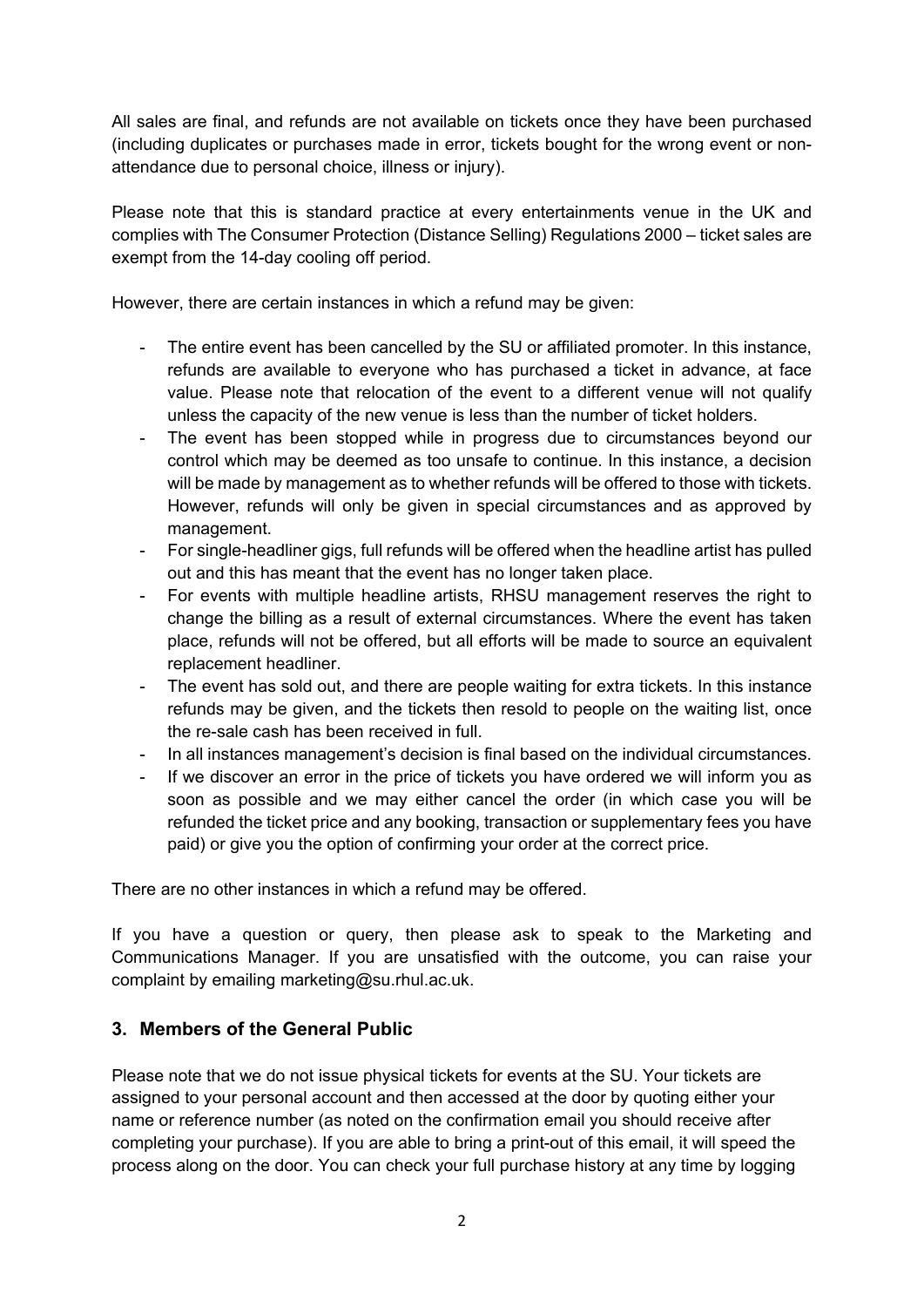All sales are final, and refunds are not available on tickets once they have been purchased (including duplicates or purchases made in error, tickets bought for the wrong event or non-attendance due to personal choice, illness or injury).

Please note that this is standard practice at every entertainments venue in the UK and complies with The Consumer Protection (Distance Selling) Regulations 2000 – ticket sales are exempt from the 14-day cooling off period.

However, there are certain instances in which a refund may be given:

- The entire event has been cancelled by the SU or affiliated promoter. In this instance, refunds are available to everyone who has purchased a ticket in advance, at face value. Please note that relocation of the event to a different venue will not qualify unless the capacity of the new venue is less than the number of ticket holders.
- The event has been stopped while in progress due to circumstances beyond our control which may be deemed as too unsafe to continue. In this instance, a decision will be made by management as to whether refunds will be offered to those with tickets. However, refunds will only be given in special circumstances and as approved by management.
- For single-headliner gigs, full refunds will be offered when the headline artist has pulled out and this has meant that the event has no longer taken place.
- For events with multiple headline artists, RHSU management reserves the right to change the billing as a result of external circumstances. Where the event has taken place, refunds will not be offered, but all efforts will be made to source an equivalent replacement headliner.
- The event has sold out, and there are people waiting for extra tickets. In this instance refunds may be given, and the tickets then resold to people on the waiting list, once the re-sale cash has been received in full.
- In all instances management's decision is final based on the individual circumstances.
- If we discover an error in the price of tickets you have ordered we will inform you as soon as possible and we may either cancel the order (in which case you will be refunded the ticket price and any booking, transaction or supplementary fees you have paid) or give you the option of confirming your order at the correct price.

There are no other instances in which a refund may be offered.

If you have a question or query, then please ask to speak to the Marketing and Communications Manager. If you are unsatisfied with the outcome, you can raise your complaint by emailing marketing@su.rhul.ac.uk.

## 3. Members of the General Public

Please note that we do not issue physical tickets for events at the SU. Your tickets are assigned to your personal account and then accessed at the door by quoting either your name or reference number (as noted on the confirmation email you should receive after completing your purchase). If you are able to bring a print-out of this email, it will speed the process along on the door. You can check your full purchase history at any time by logging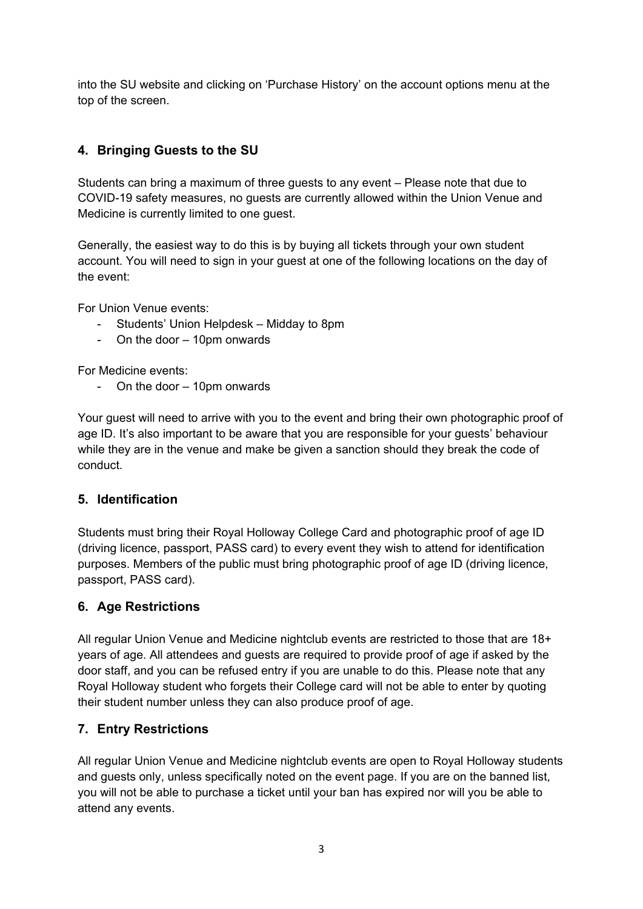into the SU website and clicking on 'Purchase History' on the account options menu at the top of the screen.

## 4. Bringing Guests to the SU

Students can bring a maximum of three guests to any event – Please note that due to COVID-19 safety measures, no guests are currently allowed within the Union Venue and Medicine is currently limited to one guest.

Generally, the easiest way to do this is by buying all tickets through your own student account. You will need to sign in your guest at one of the following locations on the day of the event:

For Union Venue events:

- Students' Union Helpdesk – Midday to 8pm
- On the door – 10pm onwards

For Medicine events:

- On the door – 10pm onwards

Your guest will need to arrive with you to the event and bring their own photographic proof of age ID. It's also important to be aware that you are responsible for your guests' behaviour while they are in the venue and make be given a sanction should they break the code of conduct.

## 5. Identification

Students must bring their Royal Holloway College Card and photographic proof of age ID (driving licence, passport, PASS card) to every event they wish to attend for identification purposes. Members of the public must bring photographic proof of age ID (driving licence, passport, PASS card).

## 6. Age Restrictions

All regular Union Venue and Medicine nightclub events are restricted to those that are 18+ years of age. All attendees and guests are required to provide proof of age if asked by the door staff, and you can be refused entry if you are unable to do this. Please note that any Royal Holloway student who forgets their College card will not be able to enter by quoting their student number unless they can also produce proof of age.

## 7. Entry Restrictions

All regular Union Venue and Medicine nightclub events are open to Royal Holloway students and guests only, unless specifically noted on the event page. If you are on the banned list, you will not be able to purchase a ticket until your ban has expired nor will you be able to attend any events.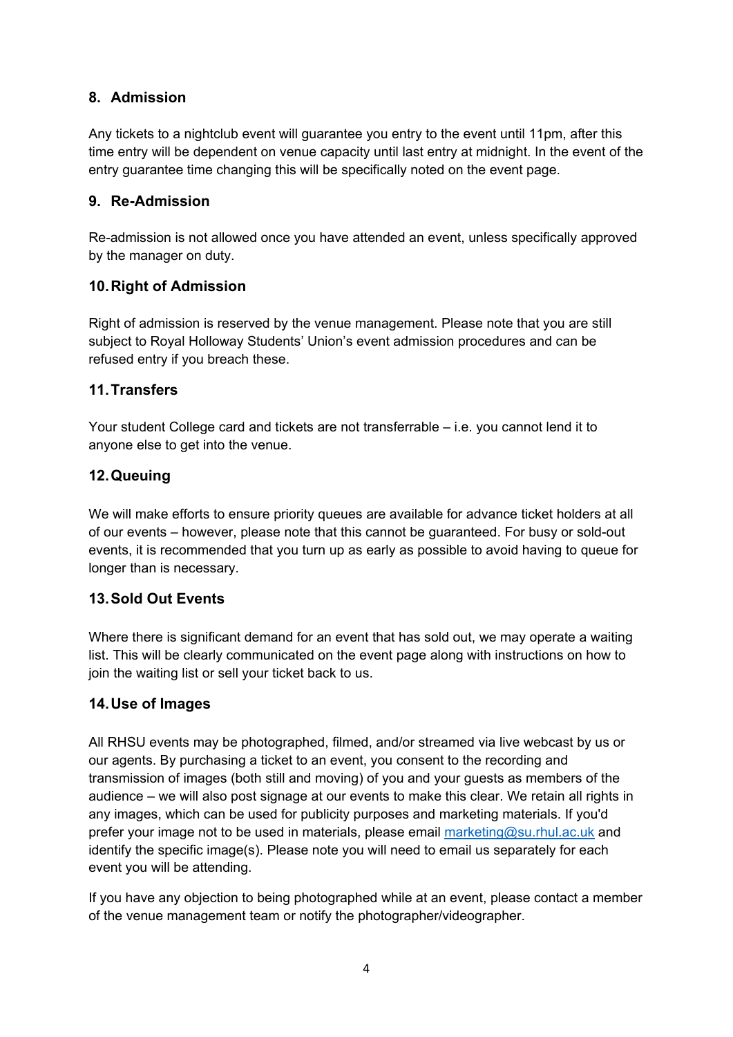## 8. Admission

Any tickets to a nightclub event will guarantee you entry to the event until 11pm, after this time entry will be dependent on venue capacity until last entry at midnight. In the event of the entry guarantee time changing this will be specifically noted on the event page.

## 9. Re-Admission

Re-admission is not allowed once you have attended an event, unless specifically approved by the manager on duty.

## 10. Right of Admission

Right of admission is reserved by the venue management. Please note that you are still subject to Royal Holloway Students' Union's event admission procedures and can be refused entry if you breach these.

## 11. Transfers

Your student College card and tickets are not transferrable – i.e. you cannot lend it to anyone else to get into the venue.

## 12. Queuing

We will make efforts to ensure priority queues are available for advance ticket holders at all of our events – however, please note that this cannot be guaranteed. For busy or sold-out events, it is recommended that you turn up as early as possible to avoid having to queue for longer than is necessary.

## 13. Sold Out Events

Where there is significant demand for an event that has sold out, we may operate a waiting list. This will be clearly communicated on the event page along with instructions on how to join the waiting list or sell your ticket back to us.

## 14. Use of Images

All RHSU events may be photographed, filmed, and/or streamed via live webcast by us or our agents. By purchasing a ticket to an event, you consent to the recording and transmission of images (both still and moving) of you and your guests as members of the audience – we will also post signage at our events to make this clear. We retain all rights in any images, which can be used for publicity purposes and marketing materials. If you'd prefer your image not to be used in materials, please email [marketing@su.rhul.ac.uk](mailto:marketing@su.rhul.ac.uk) and identify the specific image(s). Please note you will need to email us separately for each event you will be attending.

If you have any objection to being photographed while at an event, please contact a member of the venue management team or notify the photographer/videographer.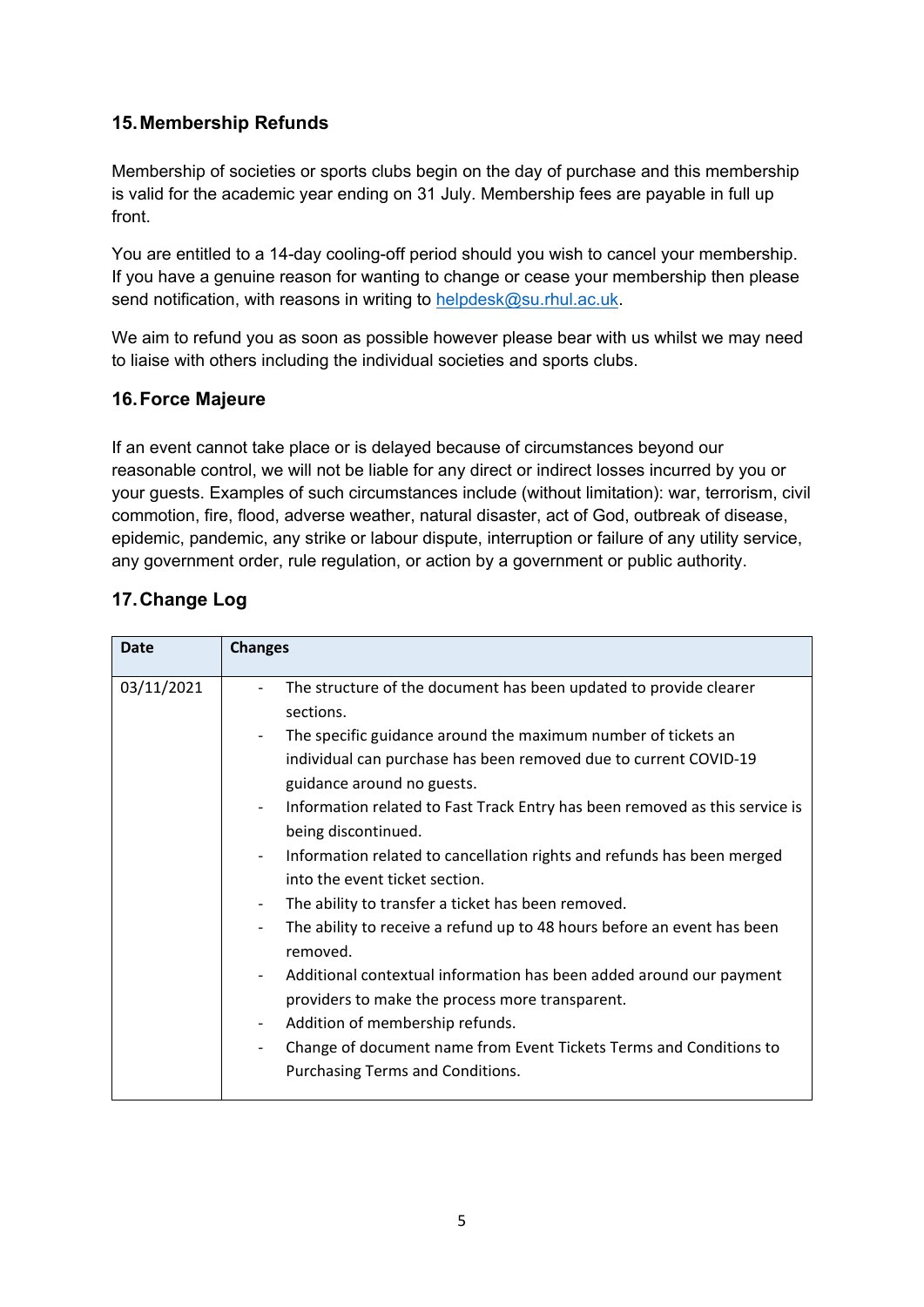## 15. Membership Refunds

Membership of societies or sports clubs begin on the day of purchase and this membership is valid for the academic year ending on 31 July. Membership fees are payable in full up front.

You are entitled to a 14-day cooling-off period should you wish to cancel your membership. If you have a genuine reason for wanting to change or cease your membership then please send notification, with reasons in writing to helpdesk@su.rhul.ac.uk.

We aim to refund you as soon as possible however please bear with us whilst we may need to liaise with others including the individual societies and sports clubs.

## 16. Force Majeure

If an event cannot take place or is delayed because of circumstances beyond our reasonable control, we will not be liable for any direct or indirect losses incurred by you or your guests. Examples of such circumstances include (without limitation): war, terrorism, civil commotion, fire, flood, adverse weather, natural disaster, act of God, outbreak of disease, epidemic, pandemic, any strike or labour dispute, interruption or failure of any utility service, any government order, rule regulation, or action by a government or public authority.

## 17. Change Log

| Date | Changes |
|---|---|
| 03/11/2021 | - The structure of the document has been updated to provide clearer sections.<br>- The specific guidance around the maximum number of tickets an individual can purchase has been removed due to current COVID-19 guidance around no guests.<br>- Information related to Fast Track Entry has been removed as this service is being discontinued.<br>- Information related to cancellation rights and refunds has been merged into the event ticket section.<br>- The ability to transfer a ticket has been removed.<br>- The ability to receive a refund up to 48 hours before an event has been removed.<br>- Additional contextual information has been added around our payment providers to make the process more transparent.<br>- Addition of membership refunds.<br>- Change of document name from Event Tickets Terms and Conditions to Purchasing Terms and Conditions. |